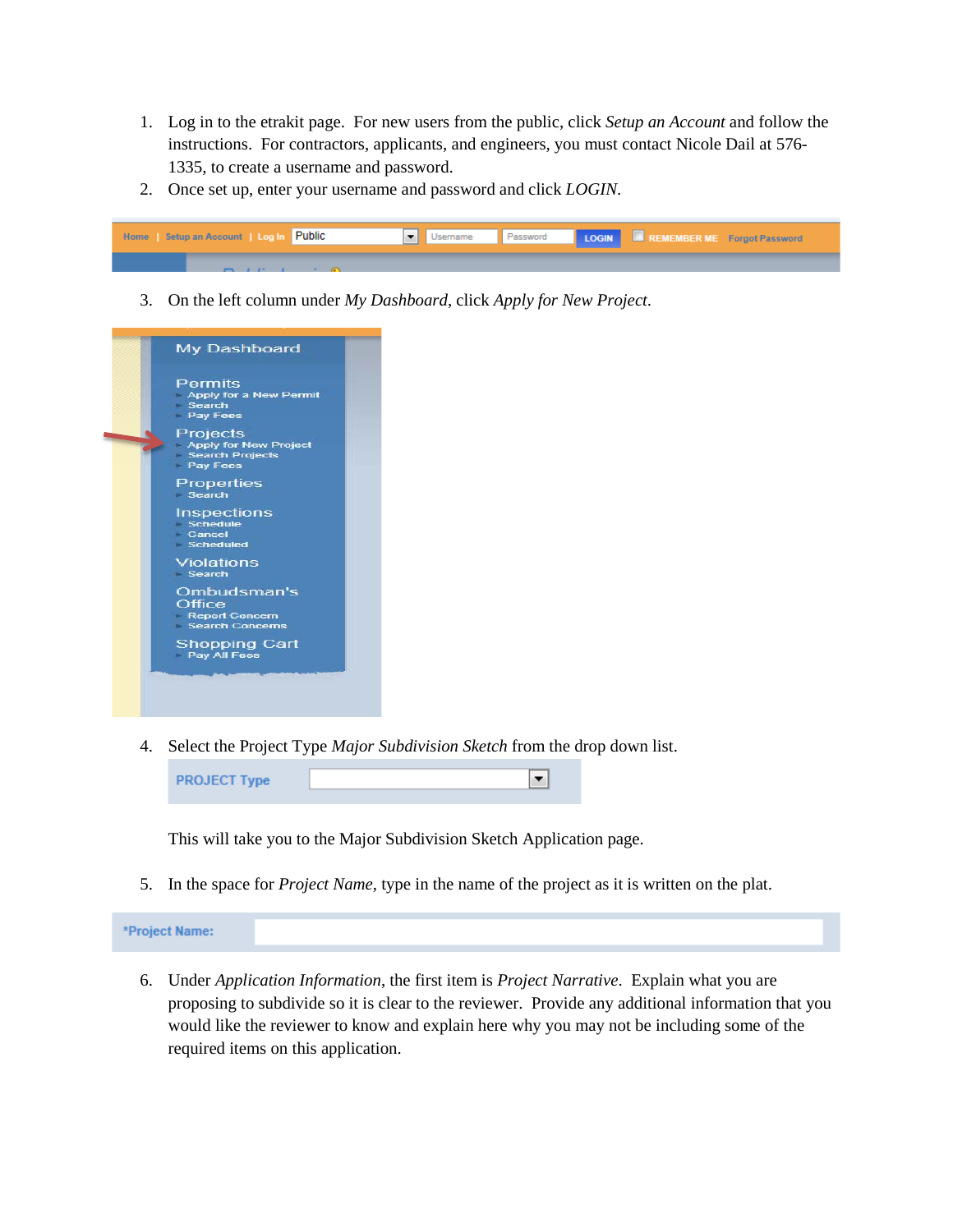1. Log in to the etrakit page. For new users from the public, click *Setup an Account* and follow the instructions. For contractors, applicants, and engineers, you must contact Nicole Dail at 576-1335, to create a username and password.
2. Once set up, enter your username and password and click *LOGIN*.
3. On the left column under *My Dashboard*, click *Apply for New Project*.
4. Select the Project Type *Major Subdivision Sketch* from the drop down list.

   This will take you to the Major Subdivision Sketch Application page.

5. In the space for *Project Name*, type in the name of the project as it is written on the plat.
6. Under *Application Information*, the first item is *Project Narrative*. Explain what you are proposing to subdivide so it is clear to the reviewer. Provide any additional information that you would like the reviewer to know and explain here why you may not be including some of the required items on this application.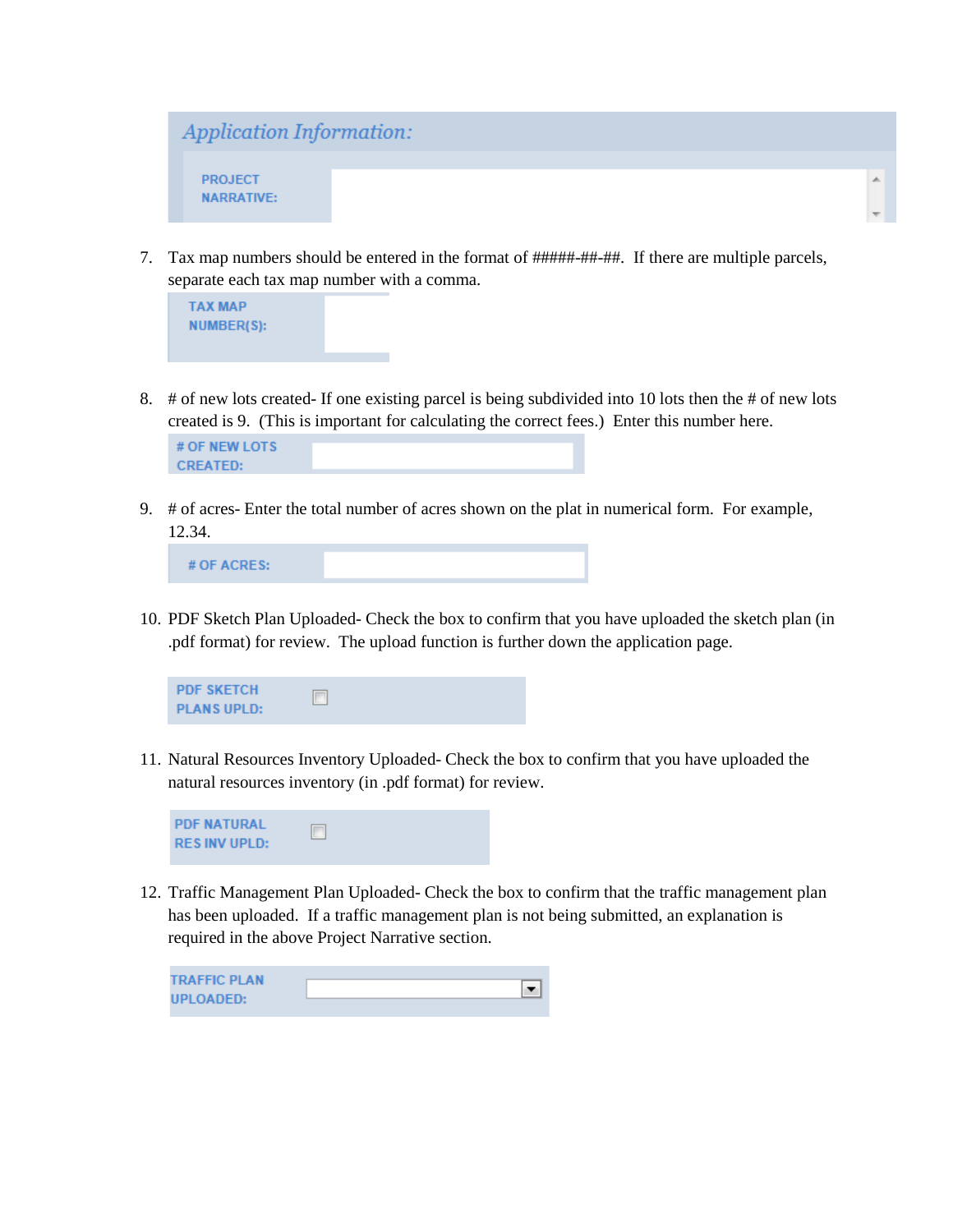*Application Information:*

PROJECT NARRATIVE:

7. Tax map numbers should be entered in the format of #####-##-##. If there are multiple parcels, separate each tax map number with a comma.

   TAX MAP NUMBER(S):

8. # of new lots created- If one existing parcel is being subdivided into 10 lots then the # of new lots created is 9. (This is important for calculating the correct fees.) Enter this number here.

   # OF NEW LOTS CREATED:

9. # of acres- Enter the total number of acres shown on the plat in numerical form. For example, 12.34.

   # OF ACRES:

10. PDF Sketch Plan Uploaded- Check the box to confirm that you have uploaded the sketch plan (in .pdf format) for review. The upload function is further down the application page.

    PDF SKETCH PLANS UPLD:

11. Natural Resources Inventory Uploaded- Check the box to confirm that you have uploaded the natural resources inventory (in .pdf format) for review.

    PDF NATURAL RES INV UPLD:

12. Traffic Management Plan Uploaded- Check the box to confirm that the traffic management plan has been uploaded. If a traffic management plan is not being submitted, an explanation is required in the above Project Narrative section.

    TRAFFIC PLAN UPLOADED: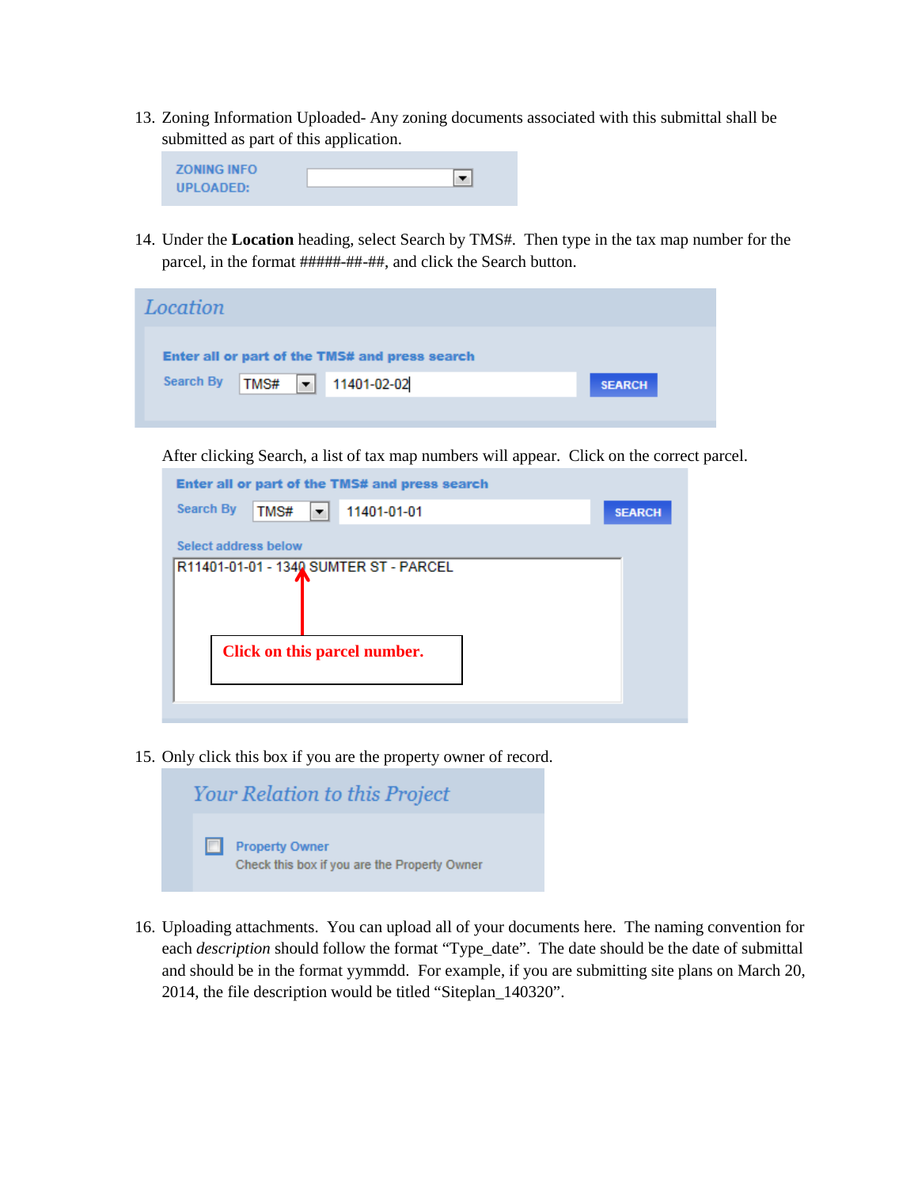13. Zoning Information Uploaded- Any zoning documents associated with this submittal shall be submitted as part of this application.

ZONING INFO UPLOADED:

14. Under the **Location** heading, select Search by TMS#. Then type in the tax map number for the parcel, in the format #####-##-##, and click the Search button.

Location

Enter all or part of the TMS# and press search

Search By TMS# 11401-02-02 SEARCH

After clicking Search, a list of tax map numbers will appear. Click on the correct parcel.

Enter all or part of the TMS# and press search

Search By TMS# 11401-01-01 SEARCH

Select address below

R11401-01-01 - 1340 SUMTER ST - PARCEL

**Click on this parcel number.**

15. Only click this box if you are the property owner of record.

Your Relation to this Project

Property Owner
Check this box if you are the Property Owner

16. Uploading attachments. You can upload all of your documents here. The naming convention for each *description* should follow the format "Type_date". The date should be the date of submittal and should be in the format yymmdd. For example, if you are submitting site plans on March 20, 2014, the file description would be titled "Siteplan_140320".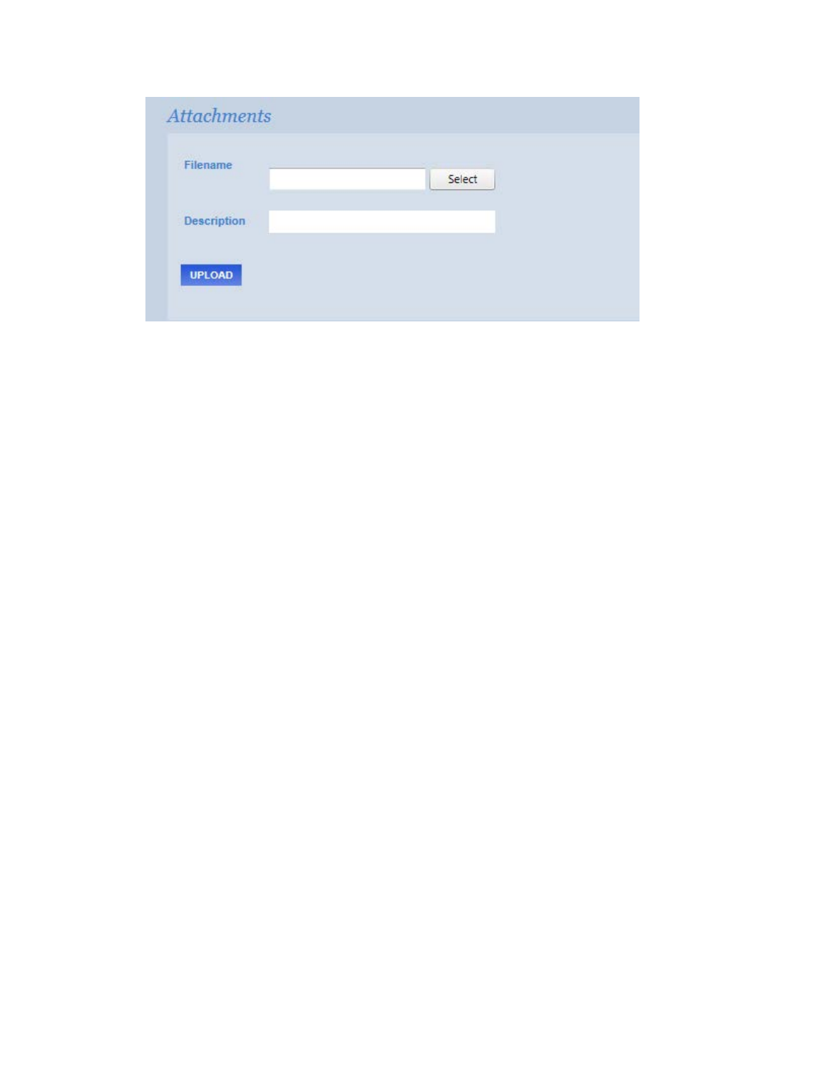*Attachments*

**Filename** Select

**Description**

**UPLOAD**